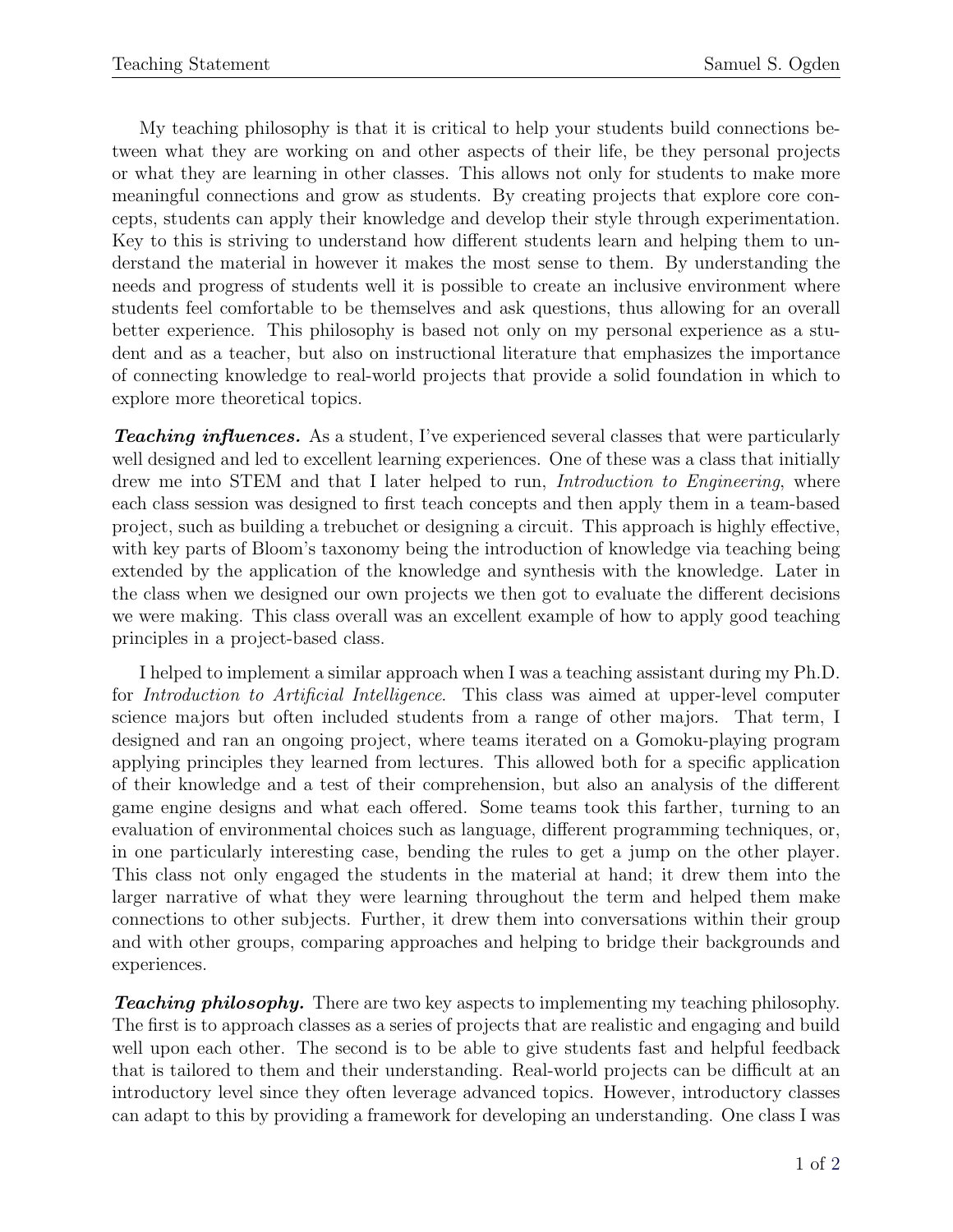My teaching philosophy is that it is critical to help your students build connections between what they are working on and other aspects of their life, be they personal projects or what they are learning in other classes. This allows not only for students to make more meaningful connections and grow as students. By creating projects that explore core concepts, students can apply their knowledge and develop their style through experimentation. Key to this is striving to understand how different students learn and helping them to understand the material in however it makes the most sense to them. By understanding the needs and progress of students well it is possible to create an inclusive environment where students feel comfortable to be themselves and ask questions, thus allowing for an overall better experience. This philosophy is based not only on my personal experience as a student and as a teacher, but also on instructional literature that emphasizes the importance of connecting knowledge to real-world projects that provide a solid foundation in which to explore more theoretical topics.

***Teaching influences.*** As a student, I've experienced several classes that were particularly well designed and led to excellent learning experiences. One of these was a class that initially drew me into STEM and that I later helped to run, *Introduction to Engineering*, where each class session was designed to first teach concepts and then apply them in a team-based project, such as building a trebuchet or designing a circuit. This approach is highly effective, with key parts of Bloom's taxonomy being the introduction of knowledge via teaching being extended by the application of the knowledge and synthesis with the knowledge. Later in the class when we designed our own projects we then got to evaluate the different decisions we were making. This class overall was an excellent example of how to apply good teaching principles in a project-based class.

I helped to implement a similar approach when I was a teaching assistant during my Ph.D. for *Introduction to Artificial Intelligence*. This class was aimed at upper-level computer science majors but often included students from a range of other majors. That term, I designed and ran an ongoing project, where teams iterated on a Gomoku-playing program applying principles they learned from lectures. This allowed both for a specific application of their knowledge and a test of their comprehension, but also an analysis of the different game engine designs and what each offered. Some teams took this farther, turning to an evaluation of environmental choices such as language, different programming techniques, or, in one particularly interesting case, bending the rules to get a jump on the other player. This class not only engaged the students in the material at hand; it drew them into the larger narrative of what they were learning throughout the term and helped them make connections to other subjects. Further, it drew them into conversations within their group and with other groups, comparing approaches and helping to bridge their backgrounds and experiences.

***Teaching philosophy.*** There are two key aspects to implementing my teaching philosophy. The first is to approach classes as a series of projects that are realistic and engaging and build well upon each other. The second is to be able to give students fast and helpful feedback that is tailored to them and their understanding. Real-world projects can be difficult at an introductory level since they often leverage advanced topics. However, introductory classes can adapt to this by providing a framework for developing an understanding. One class I was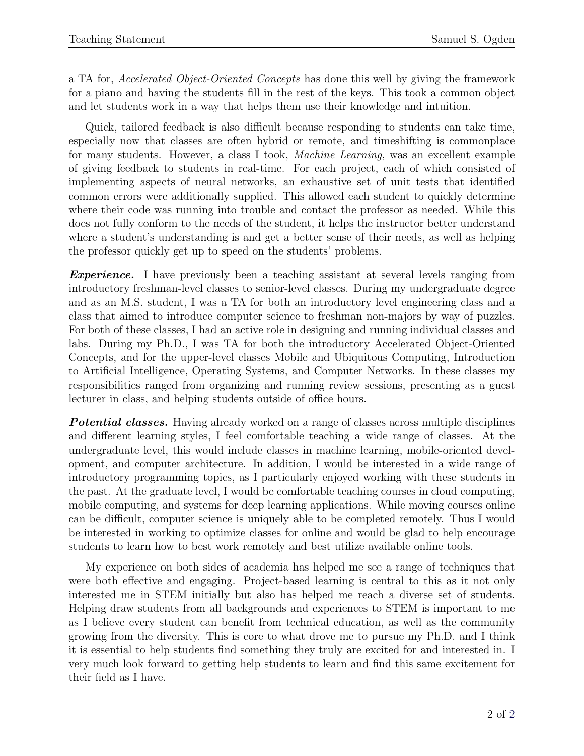a TA for, *Accelerated Object-Oriented Concepts* has done this well by giving the framework for a piano and having the students fill in the rest of the keys. This took a common object and let students work in a way that helps them use their knowledge and intuition.

Quick, tailored feedback is also difficult because responding to students can take time, especially now that classes are often hybrid or remote, and timeshifting is commonplace for many students. However, a class I took, *Machine Learning*, was an excellent example of giving feedback to students in real-time. For each project, each of which consisted of implementing aspects of neural networks, an exhaustive set of unit tests that identified common errors were additionally supplied. This allowed each student to quickly determine where their code was running into trouble and contact the professor as needed. While this does not fully conform to the needs of the student, it helps the instructor better understand where a student's understanding is and get a better sense of their needs, as well as helping the professor quickly get up to speed on the students' problems.

***Experience.*** I have previously been a teaching assistant at several levels ranging from introductory freshman-level classes to senior-level classes. During my undergraduate degree and as an M.S. student, I was a TA for both an introductory level engineering class and a class that aimed to introduce computer science to freshman non-majors by way of puzzles. For both of these classes, I had an active role in designing and running individual classes and labs. During my Ph.D., I was TA for both the introductory Accelerated Object-Oriented Concepts, and for the upper-level classes Mobile and Ubiquitous Computing, Introduction to Artificial Intelligence, Operating Systems, and Computer Networks. In these classes my responsibilities ranged from organizing and running review sessions, presenting as a guest lecturer in class, and helping students outside of office hours.

***Potential classes.*** Having already worked on a range of classes across multiple disciplines and different learning styles, I feel comfortable teaching a wide range of classes. At the undergraduate level, this would include classes in machine learning, mobile-oriented development, and computer architecture. In addition, I would be interested in a wide range of introductory programming topics, as I particularly enjoyed working with these students in the past. At the graduate level, I would be comfortable teaching courses in cloud computing, mobile computing, and systems for deep learning applications. While moving courses online can be difficult, computer science is uniquely able to be completed remotely. Thus I would be interested in working to optimize classes for online and would be glad to help encourage students to learn how to best work remotely and best utilize available online tools.

My experience on both sides of academia has helped me see a range of techniques that were both effective and engaging. Project-based learning is central to this as it not only interested me in STEM initially but also has helped me reach a diverse set of students. Helping draw students from all backgrounds and experiences to STEM is important to me as I believe every student can benefit from technical education, as well as the community growing from the diversity. This is core to what drove me to pursue my Ph.D. and I think it is essential to help students find something they truly are excited for and interested in. I very much look forward to getting help students to learn and find this same excitement for their field as I have.